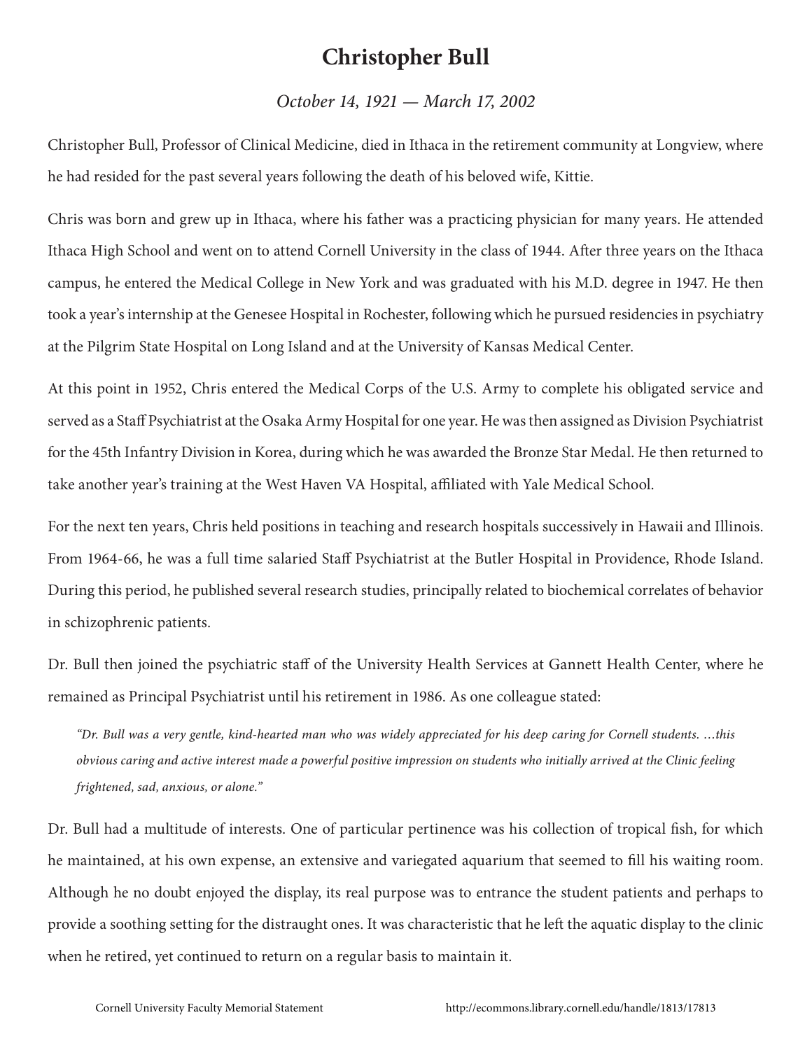# Christopher Bull

*October 14, 1921 — March 17, 2002*

Christopher Bull, Professor of Clinical Medicine, died in Ithaca in the retirement community at Longview, where he had resided for the past several years following the death of his beloved wife, Kittie.

Chris was born and grew up in Ithaca, where his father was a practicing physician for many years. He attended Ithaca High School and went on to attend Cornell University in the class of 1944. After three years on the Ithaca campus, he entered the Medical College in New York and was graduated with his M.D. degree in 1947. He then took a year's internship at the Genesee Hospital in Rochester, following which he pursued residencies in psychiatry at the Pilgrim State Hospital on Long Island and at the University of Kansas Medical Center.

At this point in 1952, Chris entered the Medical Corps of the U.S. Army to complete his obligated service and served as a Staff Psychiatrist at the Osaka Army Hospital for one year. He was then assigned as Division Psychiatrist for the 45th Infantry Division in Korea, during which he was awarded the Bronze Star Medal. He then returned to take another year's training at the West Haven VA Hospital, affiliated with Yale Medical School.

For the next ten years, Chris held positions in teaching and research hospitals successively in Hawaii and Illinois. From 1964-66, he was a full time salaried Staff Psychiatrist at the Butler Hospital in Providence, Rhode Island. During this period, he published several research studies, principally related to biochemical correlates of behavior in schizophrenic patients.

Dr. Bull then joined the psychiatric staff of the University Health Services at Gannett Health Center, where he remained as Principal Psychiatrist until his retirement in 1986. As one colleague stated:

> *"Dr. Bull was a very gentle, kind-hearted man who was widely appreciated for his deep caring for Cornell students. …this obvious caring and active interest made a powerful positive impression on students who initially arrived at the Clinic feeling frightened, sad, anxious, or alone."*

Dr. Bull had a multitude of interests. One of particular pertinence was his collection of tropical fish, for which he maintained, at his own expense, an extensive and variegated aquarium that seemed to fill his waiting room. Although he no doubt enjoyed the display, its real purpose was to entrance the student patients and perhaps to provide a soothing setting for the distraught ones. It was characteristic that he left the aquatic display to the clinic when he retired, yet continued to return on a regular basis to maintain it.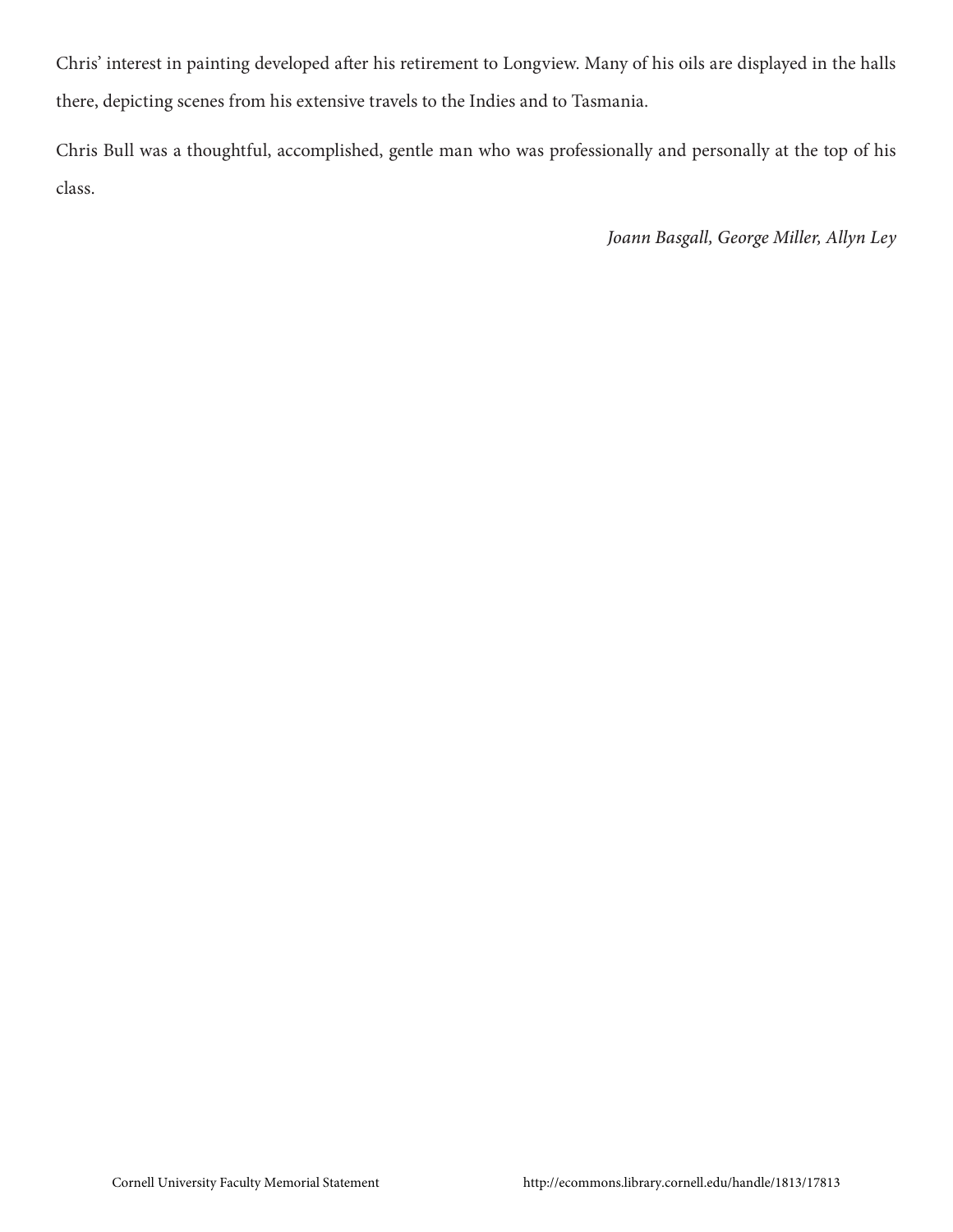Chris' interest in painting developed after his retirement to Longview. Many of his oils are displayed in the halls there, depicting scenes from his extensive travels to the Indies and to Tasmania.

Chris Bull was a thoughtful, accomplished, gentle man who was professionally and personally at the top of his class.

*Joann Basgall, George Miller, Allyn Ley*